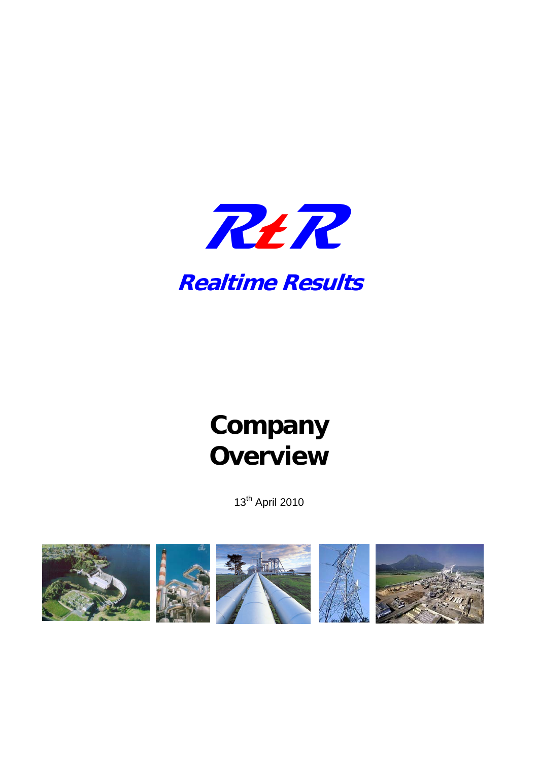# RtR

## Realtime Results

# Company Overview

13th April 2010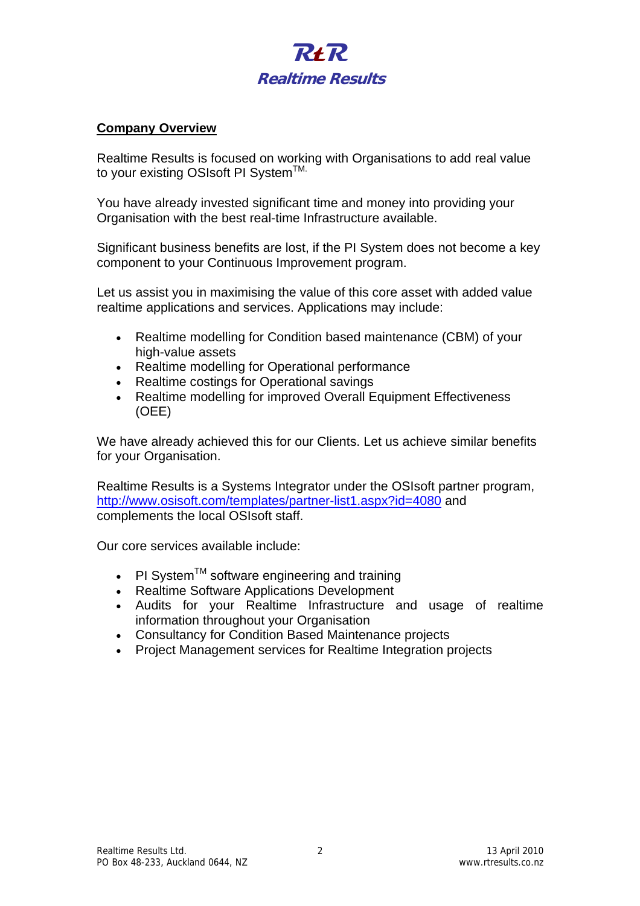# RtR
## Realtime Results

**Company Overview**

Realtime Results is focused on working with Organisations to add real value to your existing OSIsoft PI System™.

You have already invested significant time and money into providing your Organisation with the best real-time Infrastructure available.

Significant business benefits are lost, if the PI System does not become a key component to your Continuous Improvement program.

Let us assist you in maximising the value of this core asset with added value realtime applications and services. Applications may include:

- Realtime modelling for Condition based maintenance (CBM) of your high-value assets
- Realtime modelling for Operational performance
- Realtime costings for Operational savings
- Realtime modelling for improved Overall Equipment Effectiveness (OEE)

We have already achieved this for our Clients. Let us achieve similar benefits for your Organisation.

Realtime Results is a Systems Integrator under the OSIsoft partner program, http://www.osisoft.com/templates/partner-list1.aspx?id=4080 and complements the local OSIsoft staff.

Our core services available include:

- PI System™ software engineering and training
- Realtime Software Applications Development
- Audits for your Realtime Infrastructure and usage of realtime information throughout your Organisation
- Consultancy for Condition Based Maintenance projects
- Project Management services for Realtime Integration projects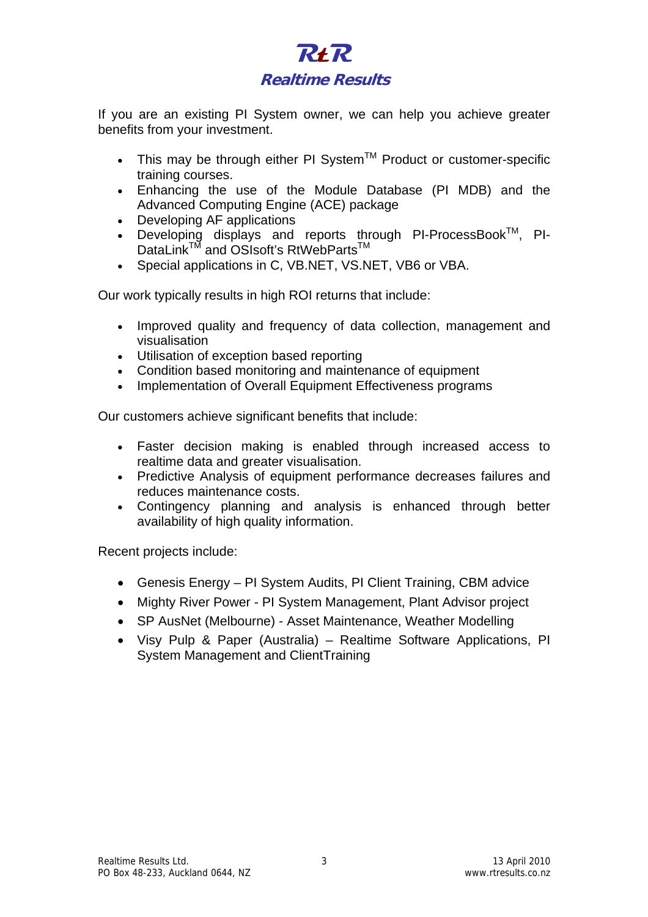# RtR

## Realtime Results

If you are an existing PI System owner, we can help you achieve greater benefits from your investment.

- This may be through either PI System™ Product or customer-specific training courses.
- Enhancing the use of the Module Database (PI MDB) and the Advanced Computing Engine (ACE) package
- Developing AF applications
- Developing displays and reports through PI-ProcessBook™, PI-DataLink™ and OSIsoft's RtWebParts™
- Special applications in C, VB.NET, VS.NET, VB6 or VBA.

Our work typically results in high ROI returns that include:

- Improved quality and frequency of data collection, management and visualisation
- Utilisation of exception based reporting
- Condition based monitoring and maintenance of equipment
- Implementation of Overall Equipment Effectiveness programs

Our customers achieve significant benefits that include:

- Faster decision making is enabled through increased access to realtime data and greater visualisation.
- Predictive Analysis of equipment performance decreases failures and reduces maintenance costs.
- Contingency planning and analysis is enhanced through better availability of high quality information.

Recent projects include:

- Genesis Energy – PI System Audits, PI Client Training, CBM advice
- Mighty River Power - PI System Management, Plant Advisor project
- SP AusNet (Melbourne) - Asset Maintenance, Weather Modelling
- Visy Pulp & Paper (Australia) – Realtime Software Applications, PI System Management and ClientTraining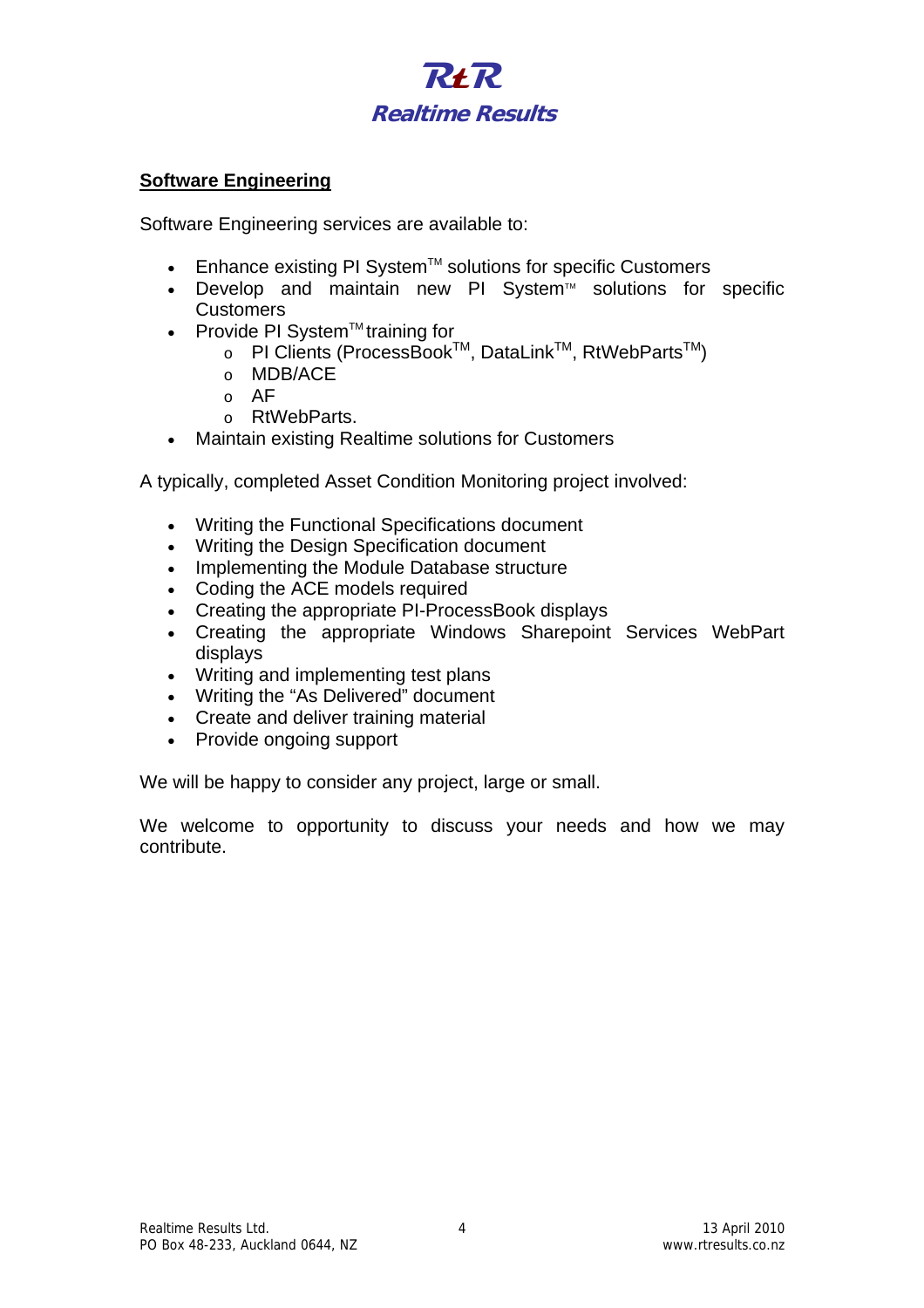## Software Engineering

Software Engineering services are available to:

- Enhance existing PI System™ solutions for specific Customers
- Develop and maintain new PI System™ solutions for specific Customers
- Provide PI System™ training for
  - PI Clients (ProcessBook™, DataLink™, RtWebParts™)
  - MDB/ACE
  - AF
  - RtWebParts.
- Maintain existing Realtime solutions for Customers

A typically, completed Asset Condition Monitoring project involved:

- Writing the Functional Specifications document
- Writing the Design Specification document
- Implementing the Module Database structure
- Coding the ACE models required
- Creating the appropriate PI-ProcessBook displays
- Creating the appropriate Windows Sharepoint Services WebPart displays
- Writing and implementing test plans
- Writing the "As Delivered" document
- Create and deliver training material
- Provide ongoing support

We will be happy to consider any project, large or small.

We welcome to opportunity to discuss your needs and how we may contribute.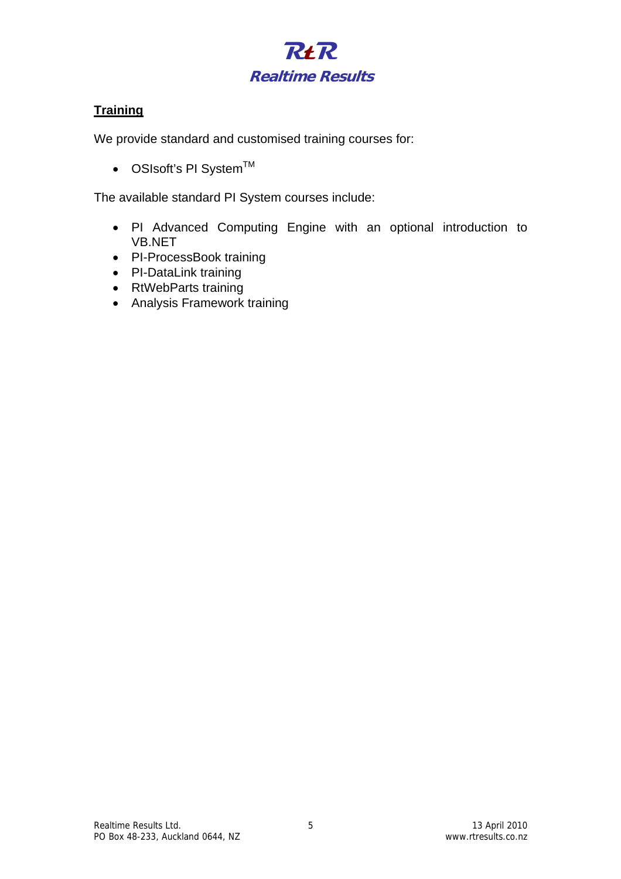## Training

We provide standard and customised training courses for:

- OSIsoft's PI System™

The available standard PI System courses include:

- PI Advanced Computing Engine with an optional introduction to VB.NET
- PI-ProcessBook training
- PI-DataLink training
- RtWebParts training
- Analysis Framework training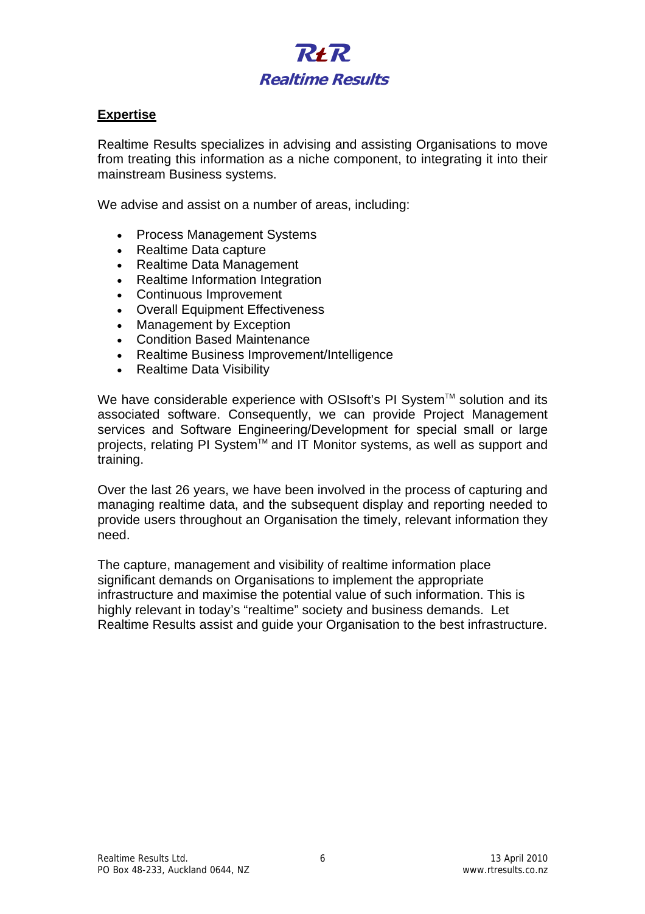## Expertise

Realtime Results specializes in advising and assisting Organisations to move from treating this information as a niche component, to integrating it into their mainstream Business systems.

We advise and assist on a number of areas, including:

- Process Management Systems
- Realtime Data capture
- Realtime Data Management
- Realtime Information Integration
- Continuous Improvement
- Overall Equipment Effectiveness
- Management by Exception
- Condition Based Maintenance
- Realtime Business Improvement/Intelligence
- Realtime Data Visibility

We have considerable experience with OSIsoft's PI System™ solution and its associated software. Consequently, we can provide Project Management services and Software Engineering/Development for special small or large projects, relating PI System™ and IT Monitor systems, as well as support and training.

Over the last 26 years, we have been involved in the process of capturing and managing realtime data, and the subsequent display and reporting needed to provide users throughout an Organisation the timely, relevant information they need.

The capture, management and visibility of realtime information place significant demands on Organisations to implement the appropriate infrastructure and maximise the potential value of such information. This is highly relevant in today's "realtime" society and business demands. Let Realtime Results assist and guide your Organisation to the best infrastructure.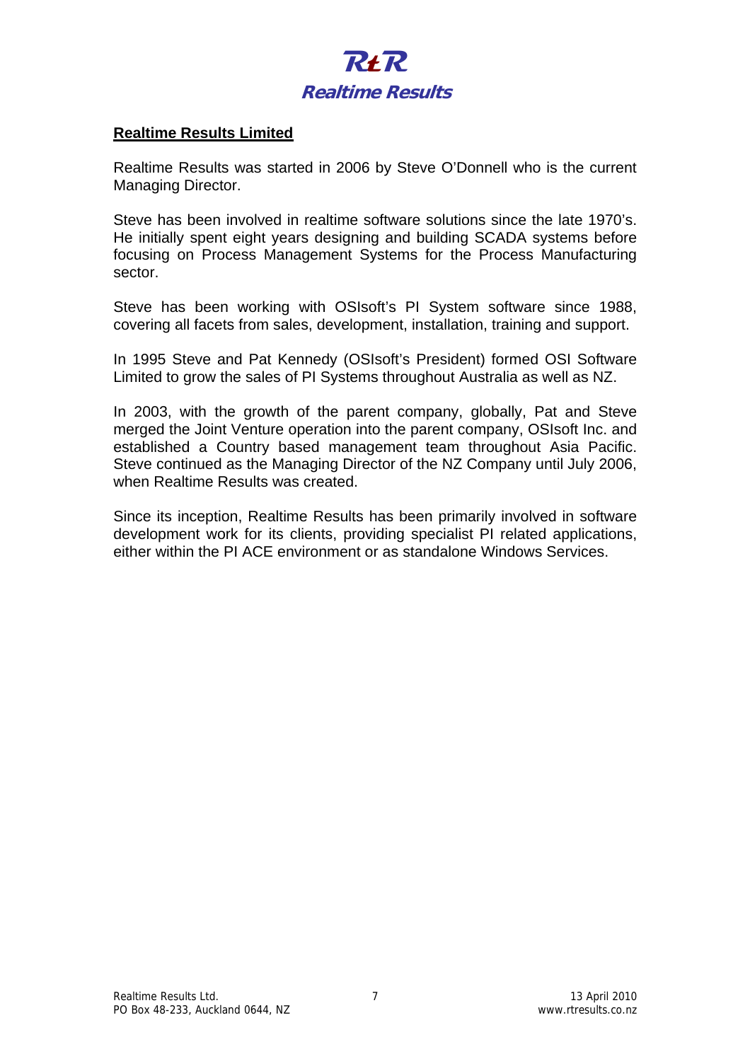**RtR**

**Realtime Results**

## Realtime Results Limited

Realtime Results was started in 2006 by Steve O'Donnell who is the current Managing Director.

Steve has been involved in realtime software solutions since the late 1970's. He initially spent eight years designing and building SCADA systems before focusing on Process Management Systems for the Process Manufacturing sector.

Steve has been working with OSIsoft's PI System software since 1988, covering all facets from sales, development, installation, training and support.

In 1995 Steve and Pat Kennedy (OSIsoft's President) formed OSI Software Limited to grow the sales of PI Systems throughout Australia as well as NZ.

In 2003, with the growth of the parent company, globally, Pat and Steve merged the Joint Venture operation into the parent company, OSIsoft Inc. and established a Country based management team throughout Asia Pacific. Steve continued as the Managing Director of the NZ Company until July 2006, when Realtime Results was created.

Since its inception, Realtime Results has been primarily involved in software development work for its clients, providing specialist PI related applications, either within the PI ACE environment or as standalone Windows Services.